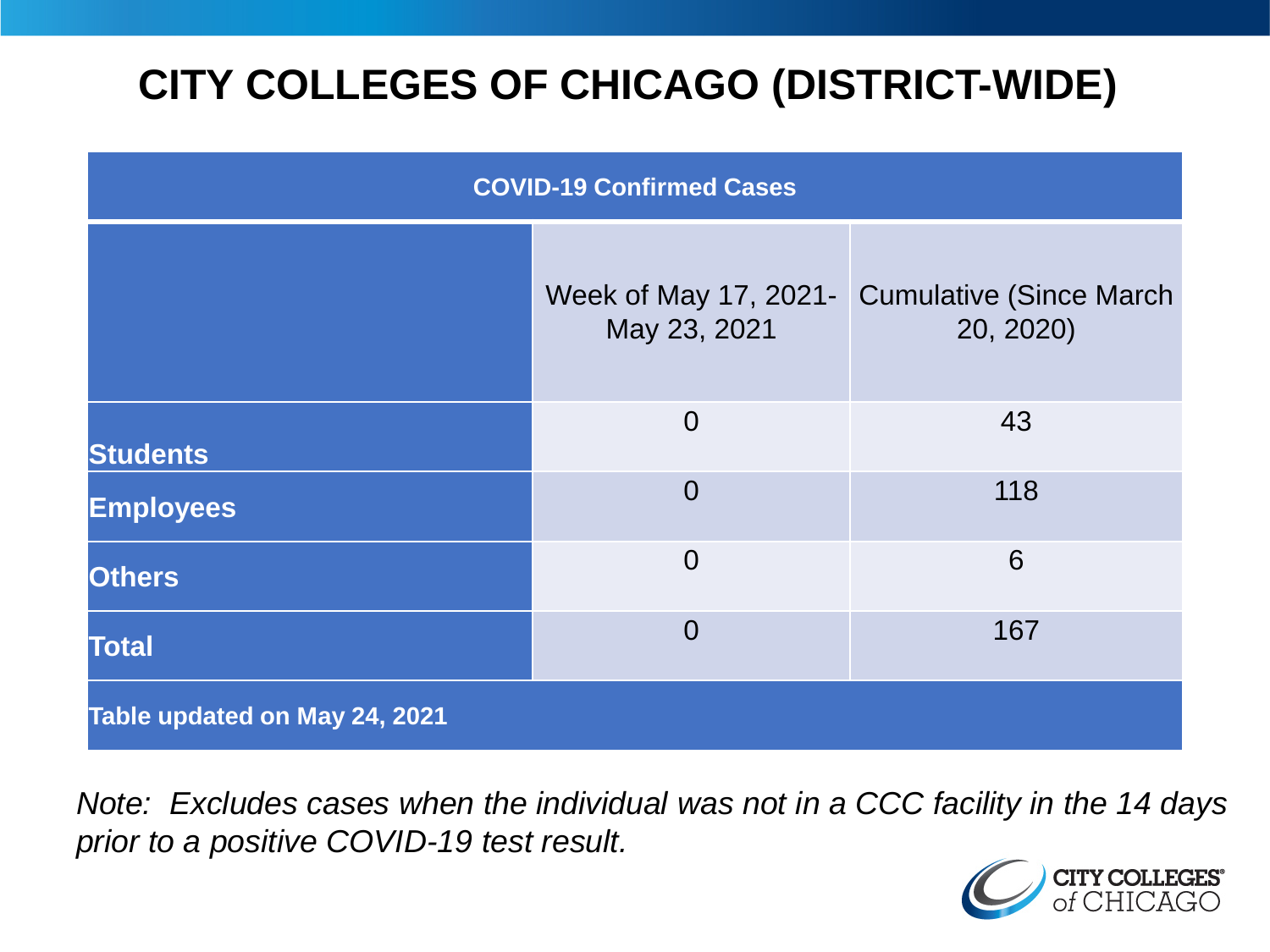# CITY COLLEGES OF CHICAGO (DISTRICT-WIDE)

| COVID-19 Confirmed Cases | | |
|---|---|---|
| | Week of May 17, 2021- May 23, 2021 | Cumulative (Since March 20, 2020) |
| **Students** | 0 | 43 |
| **Employees** | 0 | 118 |
| **Others** | 0 | 6 |
| **Total** | 0 | 167 |
| **Table updated on May 24, 2021** | | |

*Note: Excludes cases when the individual was not in a CCC facility in the 14 days prior to a positive COVID-19 test result.*

CITY COLLEGES of CHICAGO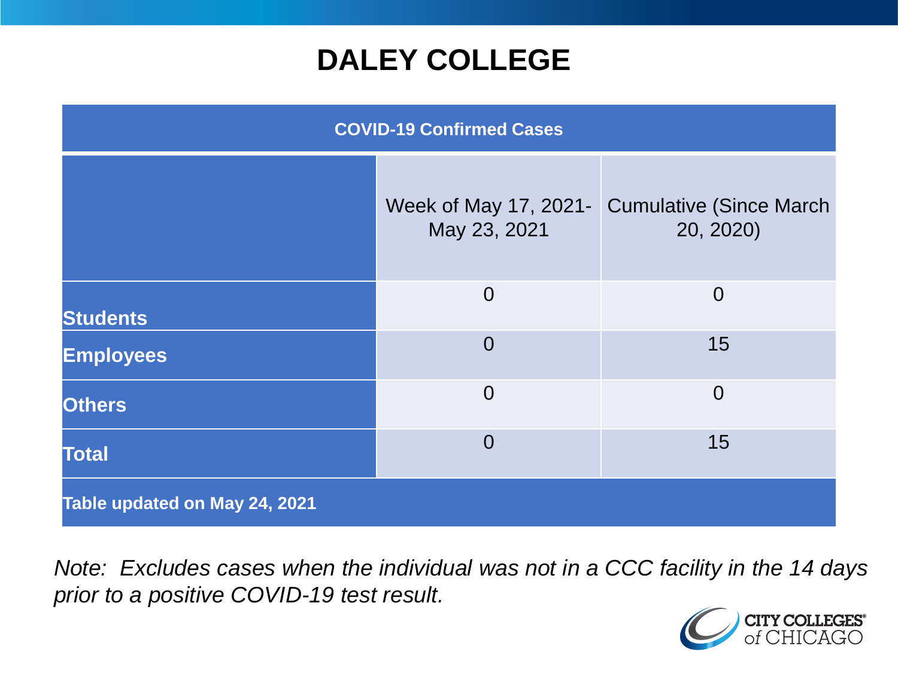# DALEY COLLEGE

| COVID-19 Confirmed Cases | | |
|---|---|---|
| | Week of May 17, 2021- May 23, 2021 | Cumulative (Since March 20, 2020) |
| **Students** | 0 | 0 |
| **Employees** | 0 | 15 |
| **Others** | 0 | 0 |
| **Total** | 0 | 15 |
| **Table updated on May 24, 2021** | | |

*Note: Excludes cases when the individual was not in a CCC facility in the 14 days prior to a positive COVID-19 test result.*

CITY COLLEGES of CHICAGO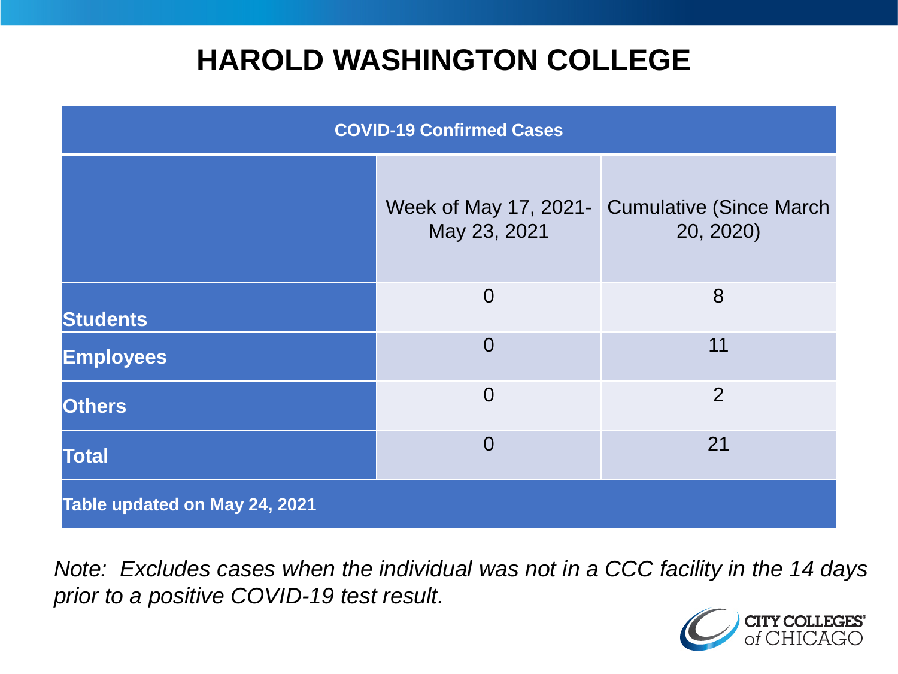# HAROLD WASHINGTON COLLEGE

| COVID-19 Confirmed Cases | | |
|---|---|---|
| | Week of May 17, 2021-May 23, 2021 | Cumulative (Since March 20, 2020) |
| **Students** | 0 | 8 |
| **Employees** | 0 | 11 |
| **Others** | 0 | 2 |
| **Total** | 0 | 21 |

**Table updated on May 24, 2021**

*Note: Excludes cases when the individual was not in a CCC facility in the 14 days prior to a positive COVID-19 test result.*

CITY COLLEGES of CHICAGO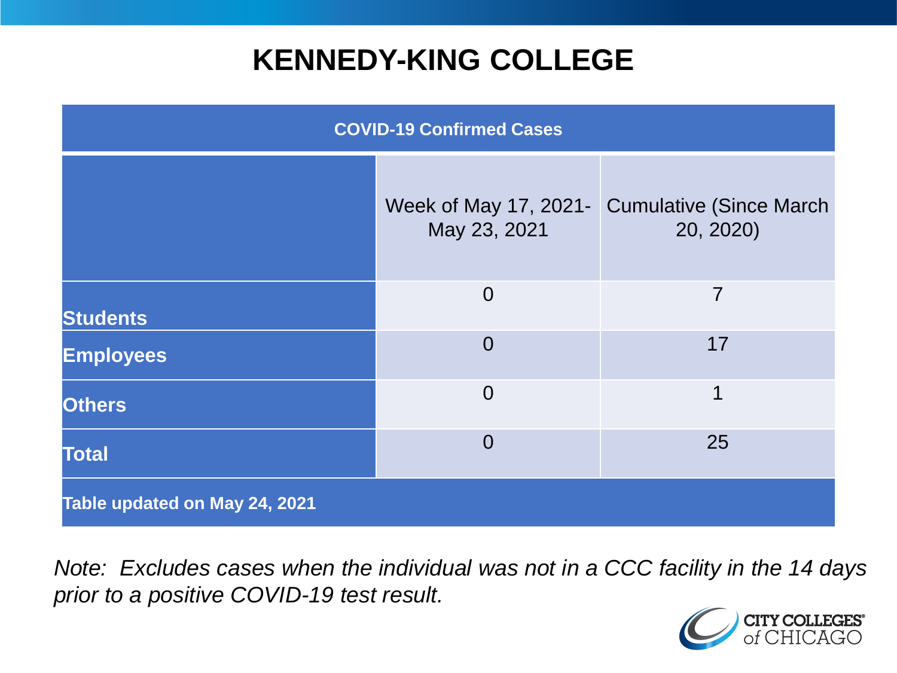# KENNEDY-KING COLLEGE

| COVID-19 Confirmed Cases | | |
|---|---|---|
| | Week of May 17, 2021- May 23, 2021 | Cumulative (Since March 20, 2020) |
| **Students** | 0 | 7 |
| **Employees** | 0 | 17 |
| **Others** | 0 | 1 |
| **Total** | 0 | 25 |
| **Table updated on May 24, 2021** | | |

*Note: Excludes cases when the individual was not in a CCC facility in the 14 days prior to a positive COVID-19 test result.*

CITY COLLEGES of CHICAGO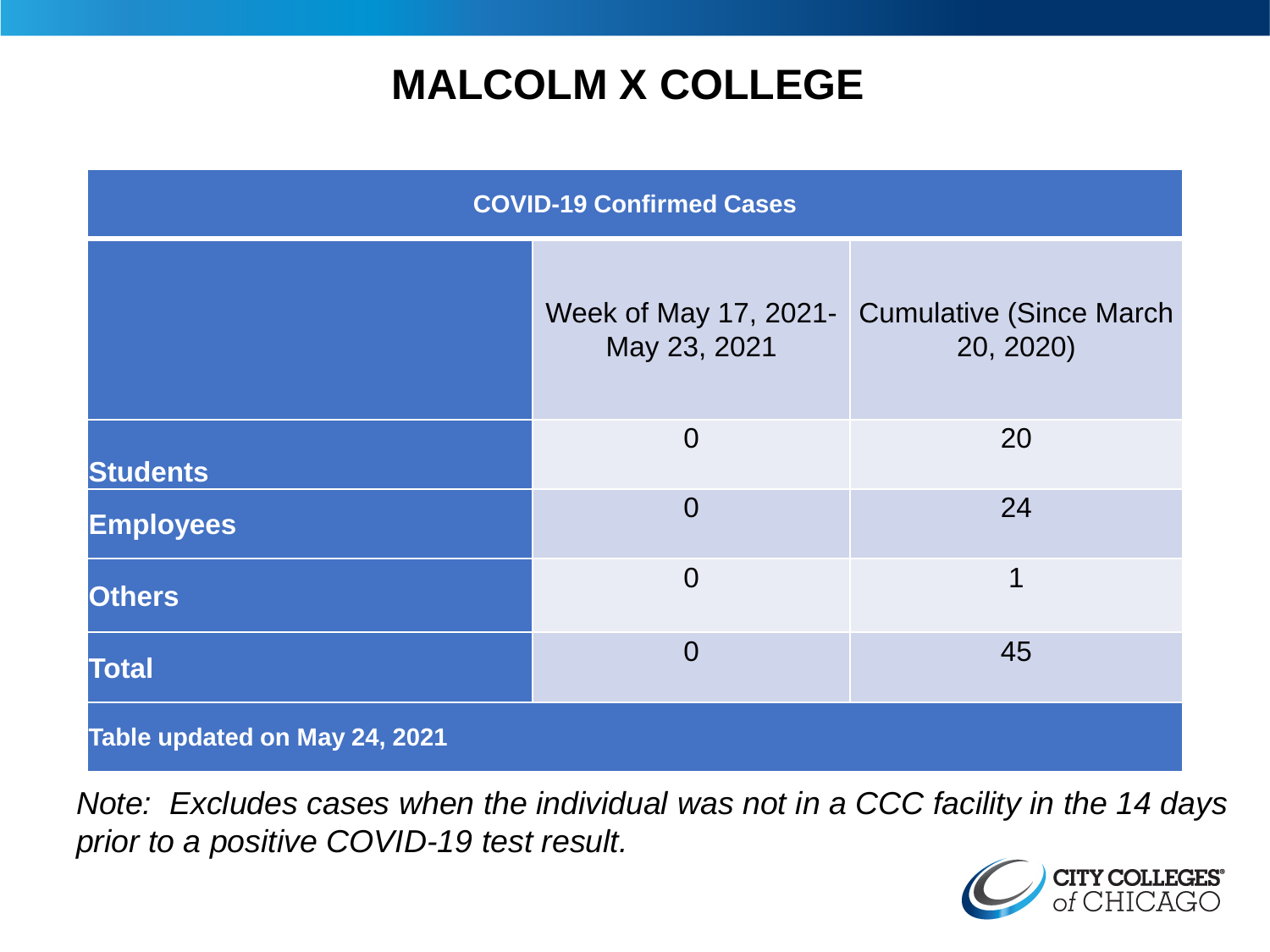# MALCOLM X COLLEGE

| COVID-19 Confirmed Cases | | |
|---|---|---|
| | Week of May 17, 2021-May 23, 2021 | Cumulative (Since March 20, 2020) |
| **Students** | 0 | 20 |
| **Employees** | 0 | 24 |
| **Others** | 0 | 1 |
| **Total** | 0 | 45 |
| **Table updated on May 24, 2021** | | |

*Note: Excludes cases when the individual was not in a CCC facility in the 14 days prior to a positive COVID-19 test result.*

CITY COLLEGES of CHICAGO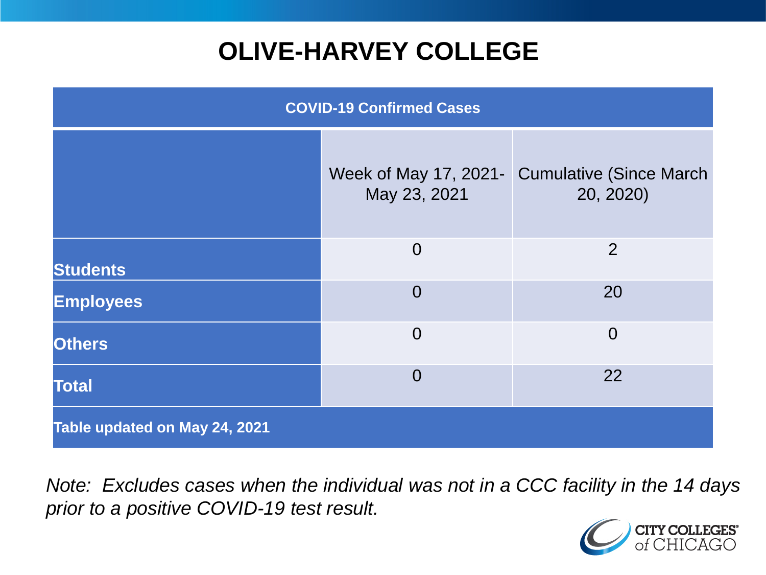# OLIVE-HARVEY COLLEGE

| COVID-19 Confirmed Cases | | |
|---|---|---|
| | Week of May 17, 2021-May 23, 2021 | Cumulative (Since March 20, 2020) |
| **Students** | 0 | 2 |
| **Employees** | 0 | 20 |
| **Others** | 0 | 0 |
| **Total** | 0 | 22 |
| **Table updated on May 24, 2021** | | |

*Note: Excludes cases when the individual was not in a CCC facility in the 14 days prior to a positive COVID-19 test result.*

CITY COLLEGES of CHICAGO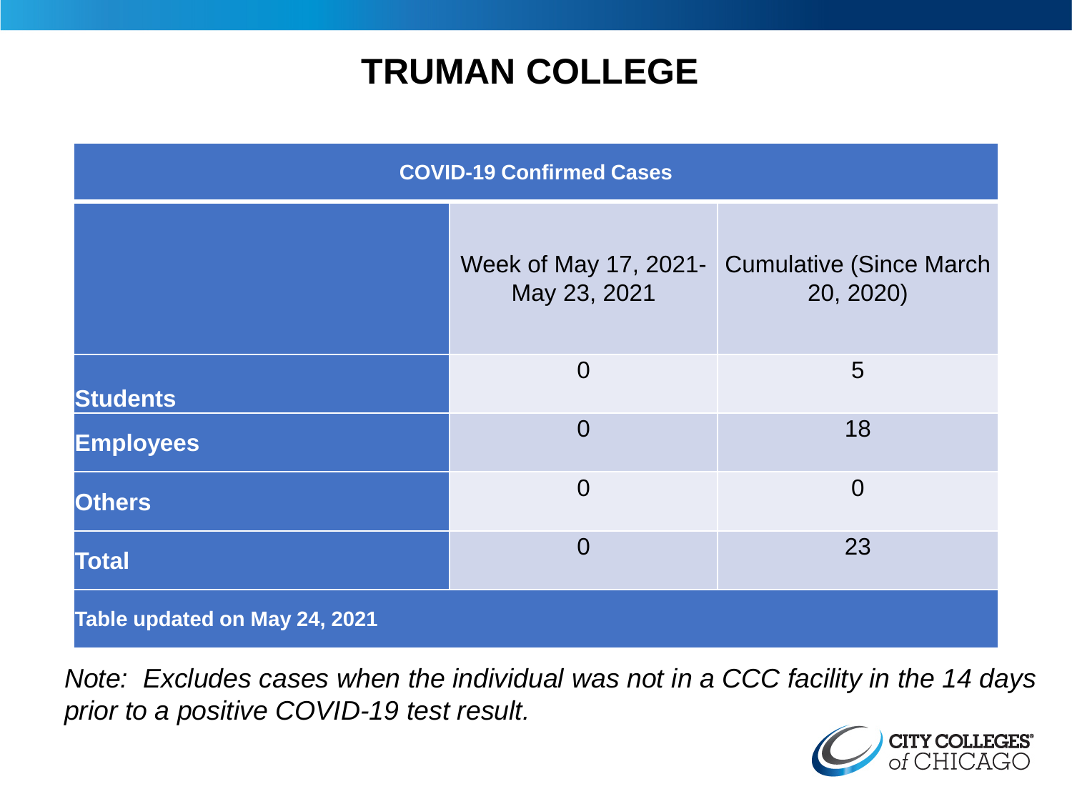# TRUMAN COLLEGE

| COVID-19 Confirmed Cases | | |
|---|---|---|
| | Week of May 17, 2021- May 23, 2021 | Cumulative (Since March 20, 2020) |
| **Students** | 0 | 5 |
| **Employees** | 0 | 18 |
| **Others** | 0 | 0 |
| **Total** | 0 | 23 |
| **Table updated on May 24, 2021** | | |

*Note: Excludes cases when the individual was not in a CCC facility in the 14 days prior to a positive COVID-19 test result.*

CITY COLLEGES of CHICAGO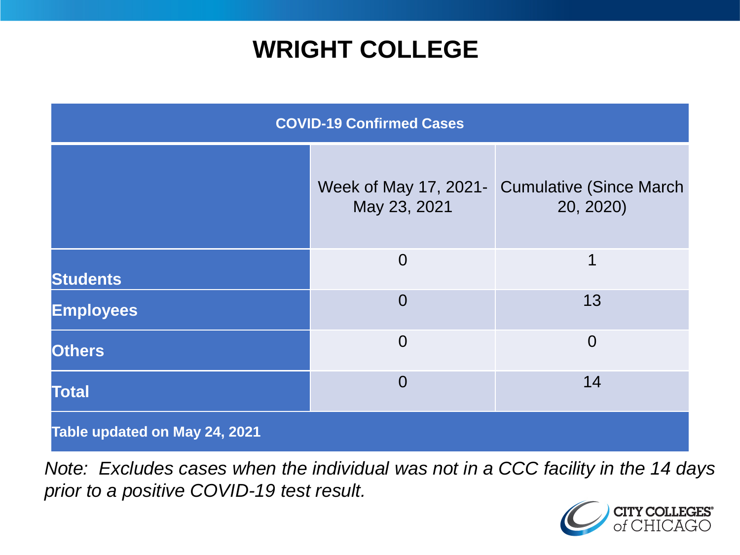# WRIGHT COLLEGE

| COVID-19 Confirmed Cases | | |
|---|---|---|
| | Week of May 17, 2021- May 23, 2021 | Cumulative (Since March 20, 2020) |
| **Students** | 0 | 1 |
| **Employees** | 0 | 13 |
| **Others** | 0 | 0 |
| **Total** | 0 | 14 |
| **Table updated on May 24, 2021** | | |

*Note: Excludes cases when the individual was not in a CCC facility in the 14 days prior to a positive COVID-19 test result.*

CITY COLLEGES of CHICAGO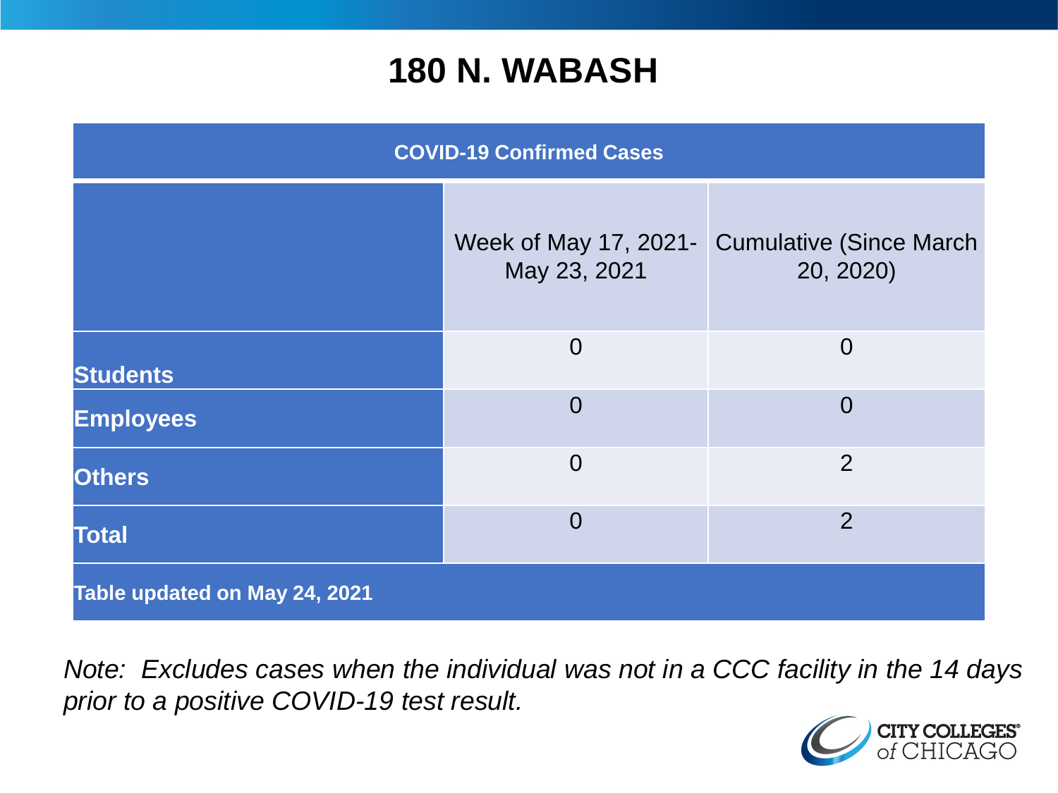# 180 N. WABASH

| COVID-19 Confirmed Cases | | |
|---|---|---|
| | Week of May 17, 2021- May 23, 2021 | Cumulative (Since March 20, 2020) |
| **Students** | 0 | 0 |
| **Employees** | 0 | 0 |
| **Others** | 0 | 2 |
| **Total** | 0 | 2 |
| **Table updated on May 24, 2021** | | |

*Note: Excludes cases when the individual was not in a CCC facility in the 14 days prior to a positive COVID-19 test result.*

CITY COLLEGES of CHICAGO